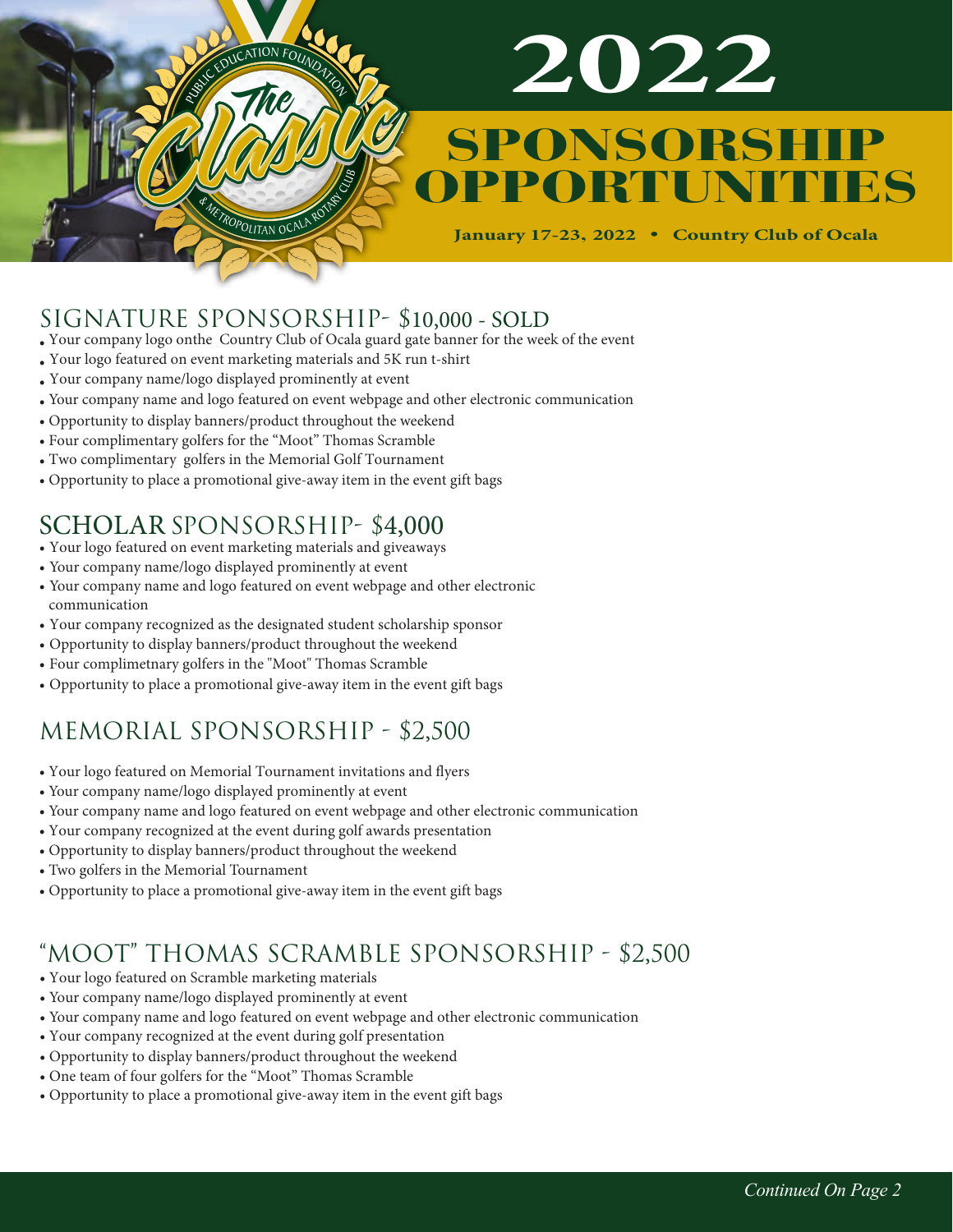Public Education Foundation & Metropolitan Ocala Rotary Club — The Classic

# 2022 SPONSORSHIP OPPORTUNITIES

**January 17-23, 2022 • Country Club of Ocala**

## SIGNATURE SPONSORSHIP- $10,000 - SOLD

- Your company logo onthe  Country Club of Ocala guard gate banner for the week of the event
- Your logo featured on event marketing materials and 5K run t-shirt
- Your company name/logo displayed prominently at event
- Your company name and logo featured on event webpage and other electronic communication
- Opportunity to display banners/product throughout the weekend
- Four complimentary golfers for the "Moot" Thomas Scramble
- Two complimentary  golfers in the Memorial Golf Tournament
- Opportunity to place a promotional give-away item in the event gift bags

## SCHOLAR SPONSORSHIP- $4,000

- Your logo featured on event marketing materials and giveaways
- Your company name/logo displayed prominently at event
- Your company name and logo featured on event webpage and other electronic communication
- Your company recognized as the designated student scholarship sponsor
- Opportunity to display banners/product throughout the weekend
- Four complimetnary golfers in the "Moot" Thomas Scramble
- Opportunity to place a promotional give-away item in the event gift bags

## MEMORIAL SPONSORSHIP - $2,500

- Your logo featured on Memorial Tournament invitations and flyers
- Your company name/logo displayed prominently at event
- Your company name and logo featured on event webpage and other electronic communication
- Your company recognized at the event during golf awards presentation
- Opportunity to display banners/product throughout the weekend
- Two golfers in the Memorial Tournament
- Opportunity to place a promotional give-away item in the event gift bags

## "MOOT" THOMAS SCRAMBLE SPONSORSHIP - $2,500

- Your logo featured on Scramble marketing materials
- Your company name/logo displayed prominently at event
- Your company name and logo featured on event webpage and other electronic communication
- Your company recognized at the event during golf presentation
- Opportunity to display banners/product throughout the weekend
- One team of four golfers for the "Moot" Thomas Scramble
- Opportunity to place a promotional give-away item in the event gift bags

*Continued On Page 2*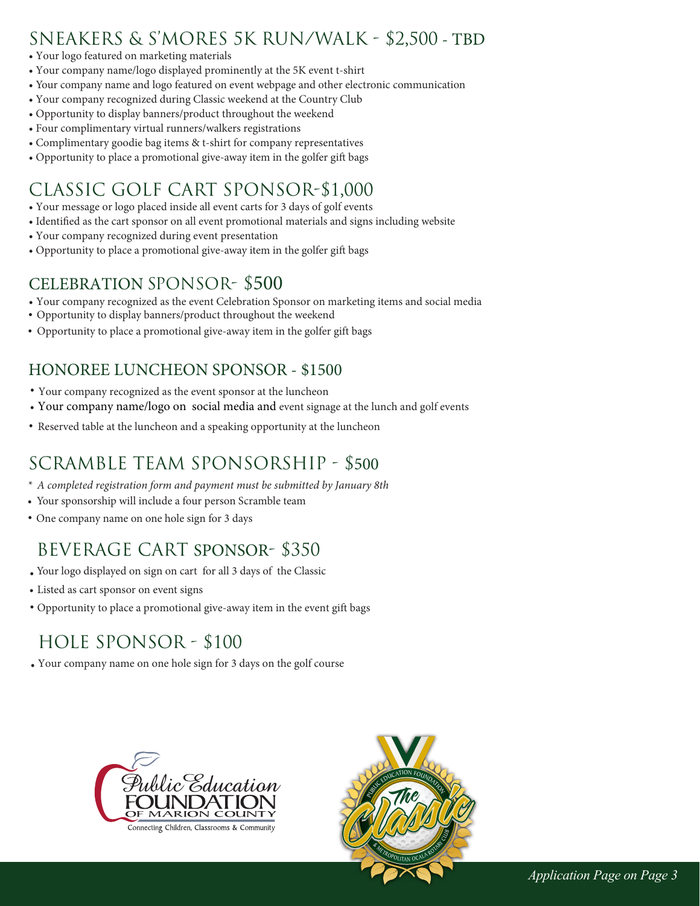## SNEAKERS & S'MORES 5K RUN/WALK - $2,500 - TBD

- Your logo featured on marketing materials
- Your company name/logo displayed prominently at the 5K event t-shirt
- Your company name and logo featured on event webpage and other electronic communication
- Your company recognized during Classic weekend at the Country Club
- Opportunity to display banners/product throughout the weekend
- Four complimentary virtual runners/walkers registrations
- Complimentary goodie bag items & t-shirt for company representatives
- Opportunity to place a promotional give-away item in the golfer gift bags

## CLASSIC GOLF CART SPONSOR-$1,000

- Your message or logo placed inside all event carts for 3 days of golf events
- Identified as the cart sponsor on all event promotional materials and signs including website
- Your company recognized during event presentation
- Opportunity to place a promotional give-away item in the golfer gift bags

## CELEBRATION SPONSOR- $500

- Your company recognized as the event Celebration Sponsor on marketing items and social media
- Opportunity to display banners/product throughout the weekend
- Opportunity to place a promotional give-away item in the golfer gift bags

## HONOREE LUNCHEON SPONSOR - $1500

- Your company recognized as the event sponsor at the luncheon
- Your company name/logo on social media and event signage at the lunch and golf events
- Reserved table at the luncheon and a speaking opportunity at the luncheon

## SCRAMBLE TEAM SPONSORSHIP - $500

\* *A completed registration form and payment must be submitted by January 8th*

- Your sponsorship will include a four person Scramble team
- One company name on one hole sign for 3 days

## BEVERAGE CART SPONSOR- $350

- Your logo displayed on sign on cart for all 3 days of the Classic
- Listed as cart sponsor on event signs
- Opportunity to place a promotional give-away item in the event gift bags

## HOLE SPONSOR - $100

- Your company name on one hole sign for 3 days on the golf course

Public Education FOUNDATION OF MARION COUNTY
Connecting Children, Classrooms & Community

*Application Page on Page 3*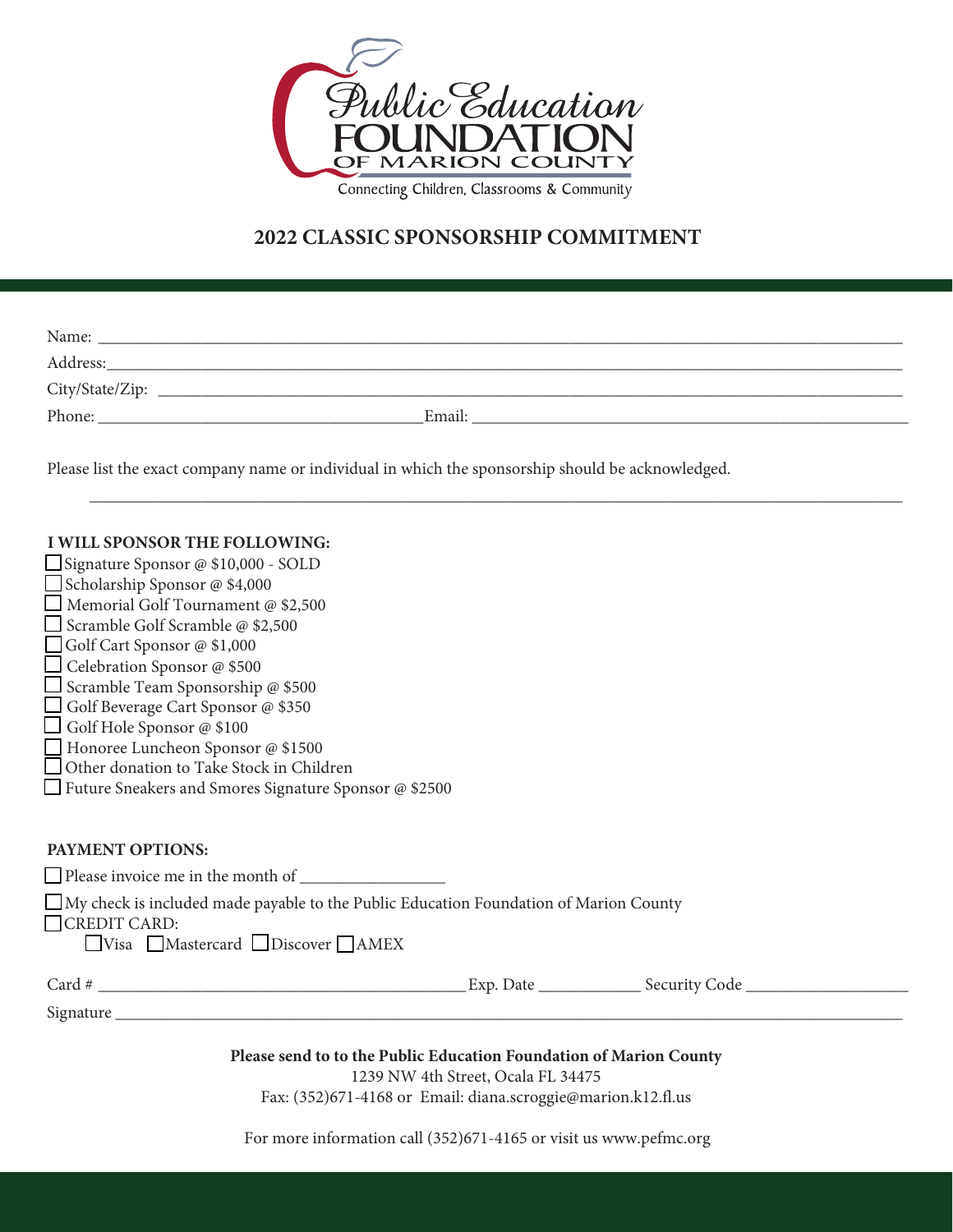Public Education
FOUNDATION
OF MARION COUNTY

Connecting Children, Classrooms & Community

## 2022 CLASSIC SPONSORSHIP COMMITMENT

Name: ______________________________________________________________________________

Address: ____________________________________________________________________________

City/State/Zip: ______________________________________________________________________

Phone: _________________________________ Email: ___________________________________________

Please list the exact company name or individual in which the sponsorship should be acknowledged.

______________________________________________________________________________

**I WILL SPONSOR THE FOLLOWING:**

- ☐ Signature Sponsor @ $10,000 - SOLD
- ☐ Scholarship Sponsor @ $4,000
- ☐ Memorial Golf Tournament @ $2,500
- ☐ Scramble Golf Scramble @ $2,500
- ☐ Golf Cart Sponsor @ $1,000
- ☐ Celebration Sponsor @ $500
- ☐ Scramble Team Sponsorship @ $500
- ☐ Golf Beverage Cart Sponsor @ $350
- ☐ Golf Hole Sponsor @ $100
- ☐ Honoree Luncheon Sponsor @ $1500
- ☐ Other donation to Take Stock in Children
- ☐ Future Sneakers and Smores Signature Sponsor @ $2500

**PAYMENT OPTIONS:**

☐ Please invoice me in the month of _________________

☐ My check is included made payable to the Public Education Foundation of Marion County

☐ CREDIT CARD:

☐ Visa ☐ Mastercard ☐ Discover ☐ AMEX

Card # _____________________________________________ Exp. Date ____________ Security Code ___________________

Signature __________________________________________________________________________________________

**Please send to to the Public Education Foundation of Marion County**

1239 NW 4th Street, Ocala FL 34475

Fax: (352)671-4168 or Email: diana.scroggie@marion.k12.fl.us

For more information call (352)671-4165 or visit us www.pefmc.org